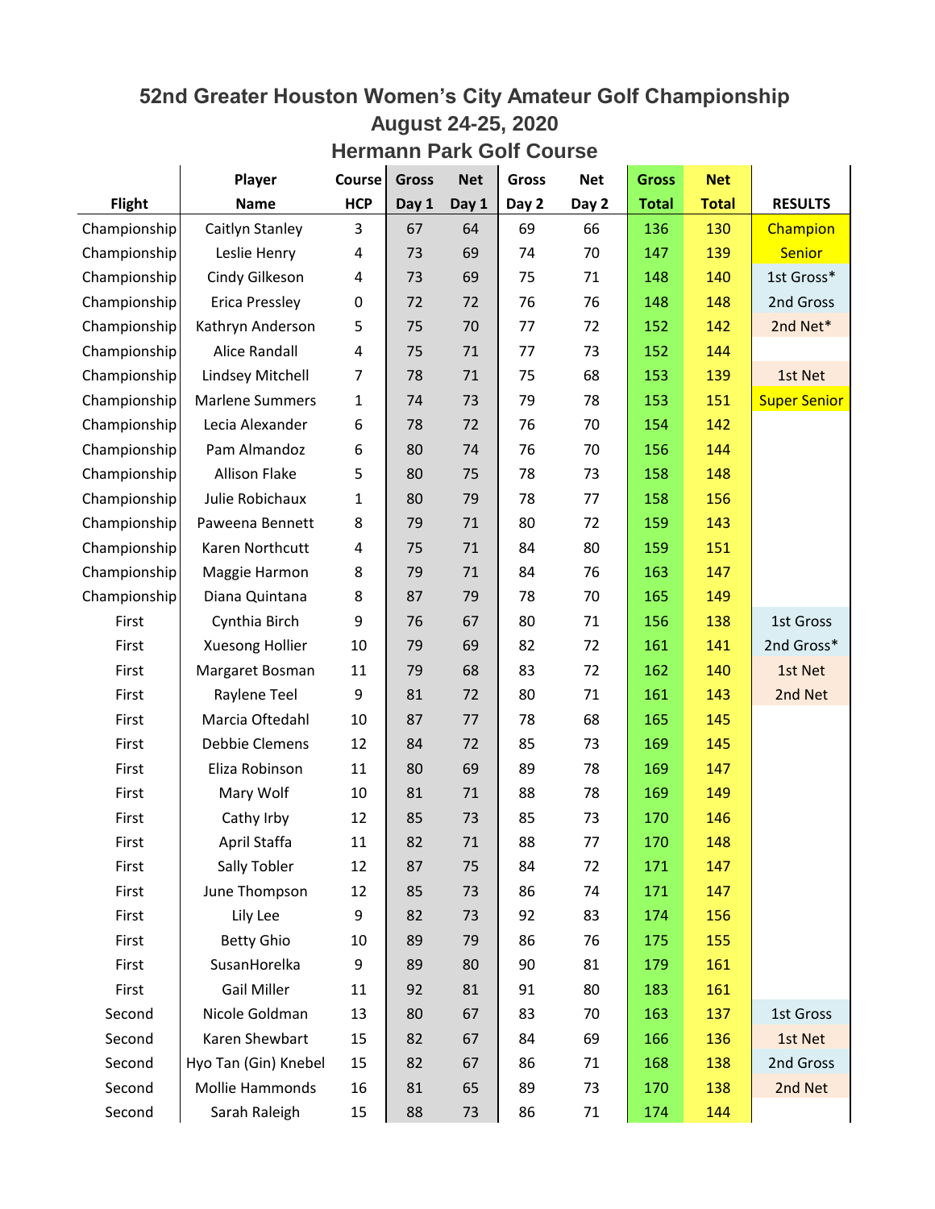# 52nd Greater Houston Women's City Amateur Golf Championship

## August 24-25, 2020

## Hermann Park Golf Course

| Flight | Player Name | Course HCP | Gross Day 1 | Net Day 1 | Gross Day 2 | Net Day 2 | Gross Total | Net Total | RESULTS |
|---|---|---|---|---|---|---|---|---|---|
| Championship | Caitlyn Stanley | 3 | 67 | 64 | 69 | 66 | 136 | 130 | Champion |
| Championship | Leslie Henry | 4 | 73 | 69 | 74 | 70 | 147 | 139 | Senior |
| Championship | Cindy Gilkeson | 4 | 73 | 69 | 75 | 71 | 148 | 140 | 1st Gross* |
| Championship | Erica Pressley | 0 | 72 | 72 | 76 | 76 | 148 | 148 | 2nd Gross |
| Championship | Kathryn Anderson | 5 | 75 | 70 | 77 | 72 | 152 | 142 | 2nd Net* |
| Championship | Alice Randall | 4 | 75 | 71 | 77 | 73 | 152 | 144 | |
| Championship | Lindsey Mitchell | 7 | 78 | 71 | 75 | 68 | 153 | 139 | 1st Net |
| Championship | Marlene Summers | 1 | 74 | 73 | 79 | 78 | 153 | 151 | Super Senior |
| Championship | Lecia Alexander | 6 | 78 | 72 | 76 | 70 | 154 | 142 | |
| Championship | Pam Almandoz | 6 | 80 | 74 | 76 | 70 | 156 | 144 | |
| Championship | Allison Flake | 5 | 80 | 75 | 78 | 73 | 158 | 148 | |
| Championship | Julie Robichaux | 1 | 80 | 79 | 78 | 77 | 158 | 156 | |
| Championship | Paweena Bennett | 8 | 79 | 71 | 80 | 72 | 159 | 143 | |
| Championship | Karen Northcutt | 4 | 75 | 71 | 84 | 80 | 159 | 151 | |
| Championship | Maggie Harmon | 8 | 79 | 71 | 84 | 76 | 163 | 147 | |
| Championship | Diana Quintana | 8 | 87 | 79 | 78 | 70 | 165 | 149 | |
| First | Cynthia Birch | 9 | 76 | 67 | 80 | 71 | 156 | 138 | 1st Gross |
| First | Xuesong Hollier | 10 | 79 | 69 | 82 | 72 | 161 | 141 | 2nd Gross* |
| First | Margaret Bosman | 11 | 79 | 68 | 83 | 72 | 162 | 140 | 1st Net |
| First | Raylene Teel | 9 | 81 | 72 | 80 | 71 | 161 | 143 | 2nd Net |
| First | Marcia Oftedahl | 10 | 87 | 77 | 78 | 68 | 165 | 145 | |
| First | Debbie Clemens | 12 | 84 | 72 | 85 | 73 | 169 | 145 | |
| First | Eliza Robinson | 11 | 80 | 69 | 89 | 78 | 169 | 147 | |
| First | Mary Wolf | 10 | 81 | 71 | 88 | 78 | 169 | 149 | |
| First | Cathy Irby | 12 | 85 | 73 | 85 | 73 | 170 | 146 | |
| First | April Staffa | 11 | 82 | 71 | 88 | 77 | 170 | 148 | |
| First | Sally Tobler | 12 | 87 | 75 | 84 | 72 | 171 | 147 | |
| First | June Thompson | 12 | 85 | 73 | 86 | 74 | 171 | 147 | |
| First | Lily Lee | 9 | 82 | 73 | 92 | 83 | 174 | 156 | |
| First | Betty Ghio | 10 | 89 | 79 | 86 | 76 | 175 | 155 | |
| First | SusanHorelka | 9 | 89 | 80 | 90 | 81 | 179 | 161 | |
| First | Gail Miller | 11 | 92 | 81 | 91 | 80 | 183 | 161 | |
| Second | Nicole Goldman | 13 | 80 | 67 | 83 | 70 | 163 | 137 | 1st Gross |
| Second | Karen Shewbart | 15 | 82 | 67 | 84 | 69 | 166 | 136 | 1st Net |
| Second | Hyo Tan (Gin) Knebel | 15 | 82 | 67 | 86 | 71 | 168 | 138 | 2nd Gross |
| Second | Mollie Hammonds | 16 | 81 | 65 | 89 | 73 | 170 | 138 | 2nd Net |
| Second | Sarah Raleigh | 15 | 88 | 73 | 86 | 71 | 174 | 144 | |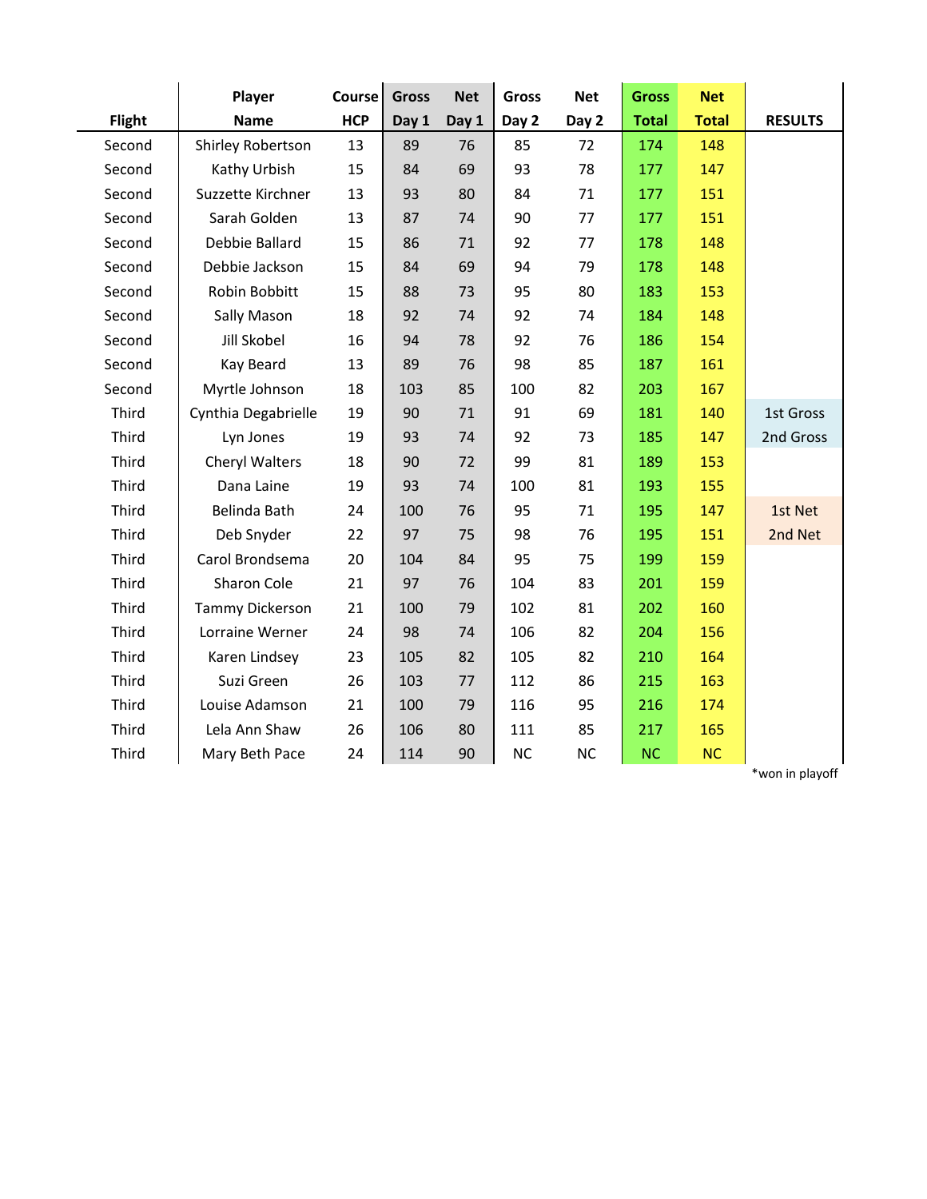| Flight | Player Name | Course HCP | Gross Day 1 | Net Day 1 | Gross Day 2 | Net Day 2 | Gross Total | Net Total | RESULTS |
|---|---|---|---|---|---|---|---|---|---|
| Second | Shirley Robertson | 13 | 89 | 76 | 85 | 72 | 174 | 148 | |
| Second | Kathy Urbish | 15 | 84 | 69 | 93 | 78 | 177 | 147 | |
| Second | Suzzette Kirchner | 13 | 93 | 80 | 84 | 71 | 177 | 151 | |
| Second | Sarah Golden | 13 | 87 | 74 | 90 | 77 | 177 | 151 | |
| Second | Debbie Ballard | 15 | 86 | 71 | 92 | 77 | 178 | 148 | |
| Second | Debbie Jackson | 15 | 84 | 69 | 94 | 79 | 178 | 148 | |
| Second | Robin Bobbitt | 15 | 88 | 73 | 95 | 80 | 183 | 153 | |
| Second | Sally Mason | 18 | 92 | 74 | 92 | 74 | 184 | 148 | |
| Second | Jill Skobel | 16 | 94 | 78 | 92 | 76 | 186 | 154 | |
| Second | Kay Beard | 13 | 89 | 76 | 98 | 85 | 187 | 161 | |
| Second | Myrtle Johnson | 18 | 103 | 85 | 100 | 82 | 203 | 167 | |
| Third | Cynthia Degabrielle | 19 | 90 | 71 | 91 | 69 | 181 | 140 | 1st Gross |
| Third | Lyn Jones | 19 | 93 | 74 | 92 | 73 | 185 | 147 | 2nd Gross |
| Third | Cheryl Walters | 18 | 90 | 72 | 99 | 81 | 189 | 153 | |
| Third | Dana Laine | 19 | 93 | 74 | 100 | 81 | 193 | 155 | |
| Third | Belinda Bath | 24 | 100 | 76 | 95 | 71 | 195 | 147 | 1st Net |
| Third | Deb Snyder | 22 | 97 | 75 | 98 | 76 | 195 | 151 | 2nd Net |
| Third | Carol Brondsema | 20 | 104 | 84 | 95 | 75 | 199 | 159 | |
| Third | Sharon Cole | 21 | 97 | 76 | 104 | 83 | 201 | 159 | |
| Third | Tammy Dickerson | 21 | 100 | 79 | 102 | 81 | 202 | 160 | |
| Third | Lorraine Werner | 24 | 98 | 74 | 106 | 82 | 204 | 156 | |
| Third | Karen Lindsey | 23 | 105 | 82 | 105 | 82 | 210 | 164 | |
| Third | Suzi Green | 26 | 103 | 77 | 112 | 86 | 215 | 163 | |
| Third | Louise Adamson | 21 | 100 | 79 | 116 | 95 | 216 | 174 | |
| Third | Lela Ann Shaw | 26 | 106 | 80 | 111 | 85 | 217 | 165 | |
| Third | Mary Beth Pace | 24 | 114 | 90 | NC | NC | NC | NC | |

*won in playoff